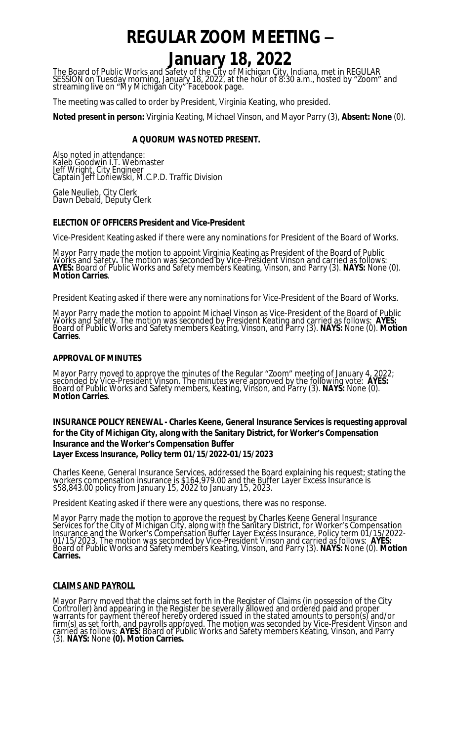# REGULAR ZOOM MEETING – January 18, 2022

The Board of Public Works and Safety of the City of Michigan City, Indiana, met in REGULAR SESSION on Tuesday morning, January 18, 2022, at the hour of 8:30 a.m., hosted by "Zoom" and streaming live on "My Michigan City" Facebook page.

The meeting was called to order by President, Virginia Keating, who presided.

**Noted present in person:** Virginia Keating, Michael Vinson, and Mayor Parry (3), **Absent: None** (0).

**A QUORUM WAS NOTED PRESENT.**

Also noted in attendance:
Kaleb Goodwin I.T. Webmaster
Jeff Wright, City Engineer
Captain Jeff Loniewski, M.C.P.D. Traffic Division

Gale Neulieb, City Clerk
Dawn Debald, Deputy Clerk

**ELECTION OF OFFICERS President and Vice-President**

Vice-President Keating asked if there were any nominations for President of the Board of Works.

Mayor Parry made the motion to appoint Virginia Keating as President of the Board of Public Works and Safety**.** The motion was seconded by Vice-President Vinson and carried as follows: **AYES:** Board of Public Works and Safety members Keating, Vinson, and Parry (3). **NAYS:** None (0). **Motion Carries**.

President Keating asked if there were any nominations for Vice-President of the Board of Works.

Mayor Parry made the motion to appoint Michael Vinson as Vice-President of the Board of Public Works and Safety. The motion was seconded by President Keating and carried as follows: **AYES:** Board of Public Works and Safety members Keating, Vinson, and Parry (3). **NAYS:** None (0). **Motion Carries**.

**APPROVAL OF MINUTES**

Mayor Parry moved to approve the minutes of the Regular "Zoom" meeting of January 4, 2022; seconded by Vice-President Vinson. The minutes were approved by the following vote: **AYES:** Board of Public Works and Safety members, Keating, Vinson, and Parry (3). **NAYS:** None (0). **Motion Carries**.

**INSURANCE POLICY RENEWAL - Charles Keene, General Insurance Services is requesting approval for the City of Michigan City, along with the Sanitary District, for Worker's Compensation Insurance and the Worker's Compensation Buffer Layer Excess Insurance, Policy term 01/15/2022-01/15/2023**

Charles Keene, General Insurance Services, addressed the Board explaining his request; stating the workers compensation insurance is $164,979.00 and the Buffer Layer Excess Insurance is $58,843.00 policy from January 15, 2022 to January 15, 2023.

President Keating asked if there were any questions, there was no response.

Mayor Parry made the motion to approve the request by Charles Keene General Insurance Services for the City of Michigan City, along with the Sanitary District, for Worker's Compensation Insurance and the Worker's Compensation Buffer Layer Excess Insurance, Policy term 01/15/2022-01/15/2023. The motion was seconded by Vice-President Vinson and carried as follows: **AYES:** Board of Public Works and Safety members Keating, Vinson, and Parry (3). **NAYS:** None (0). **Motion Carries.**

**CLAIMS AND PAYROLL**

Mayor Parry moved that the claims set forth in the Register of Claims (in possession of the City Controller) and appearing in the Register be severally allowed and ordered paid and proper warrants for payment thereof hereby ordered issued in the stated amounts to person(s) and/or firm(s) as set forth, and payrolls approved. The motion was seconded by Vice-President Vinson and carried as follows: **AYES:** Board of Public Works and Safety members Keating, Vinson, and Parry (3). **NAYS:** None **(0). Motion Carries.**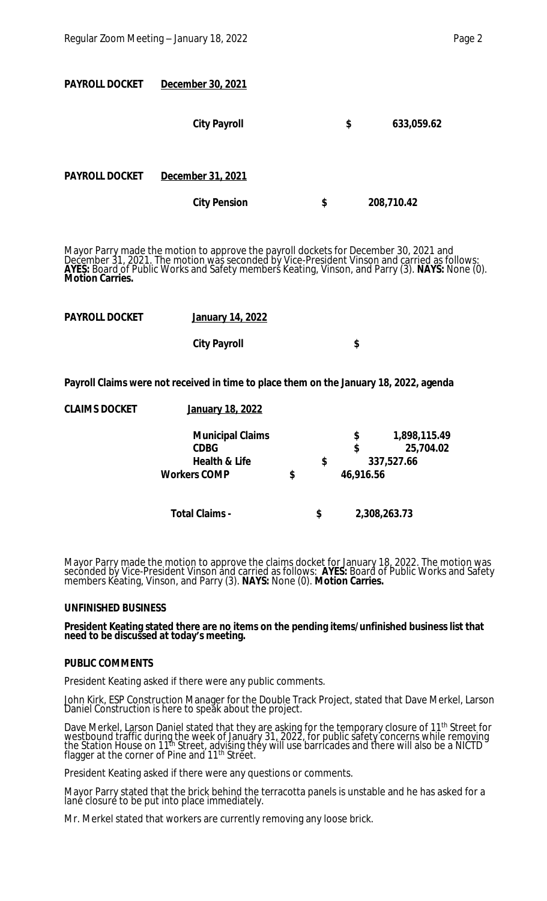**PAYROLL DOCKET** **December 30, 2021**

| | | |
|---|---|---|
| **City Payroll** | **$** | **633,059.62** |

**PAYROLL DOCKET** **December 31, 2021**

| | | |
|---|---|---|
| **City Pension** | **$** | **208,710.42** |

Mayor Parry made the motion to approve the payroll dockets for December 30, 2021 and December 31, 2021. The motion was seconded by Vice-President Vinson and carried as follows: **AYES:** Board of Public Works and Safety members Keating, Vinson, and Parry (3). **NAYS:** None (0). **Motion Carries.**

**PAYROLL DOCKET** **January 14, 2022**

| | | |
|---|---|---|
| **City Payroll** | **$** | |

**Payroll Claims were not received in time to place them on the January 18, 2022, agenda**

**CLAIMS DOCKET** **January 18, 2022**

| | | |
|---|---|---|
| **Municipal Claims** | **$** | **1,898,115.49** |
| **CDBG** | **$** | **25,704.02** |
| **Health & Life** | **$** | **337,527.66** |
| **Workers COMP** | **$** | **46,916.56** |
| | | |
| **Total Claims -** | **$** | **2,308,263.73** |

Mayor Parry made the motion to approve the claims docket for January 18, 2022. The motion was seconded by Vice-President Vinson and carried as follows: **AYES:** Board of Public Works and Safety members Keating, Vinson, and Parry (3). **NAYS:** None (0). **Motion Carries.**

**UNFINISHED BUSINESS**

**President Keating stated there are no items on the pending items/unfinished business list that need to be discussed at today's meeting.**

**PUBLIC COMMENTS**

President Keating asked if there were any public comments.

John Kirk, ESP Construction Manager for the Double Track Project, stated that Dave Merkel, Larson Daniel Construction is here to speak about the project.

Dave Merkel, Larson Daniel stated that they are asking for the temporary closure of 11th Street for westbound traffic during the week of January 31, 2022, for public safety concerns while removing the Station House on 11th Street, advising they will use barricades and there will also be a NICTD flagger at the corner of Pine and 11th Street.

President Keating asked if there were any questions or comments.

Mayor Parry stated that the brick behind the terracotta panels is unstable and he has asked for a lane closure to be put into place immediately.

Mr. Merkel stated that workers are currently removing any loose brick.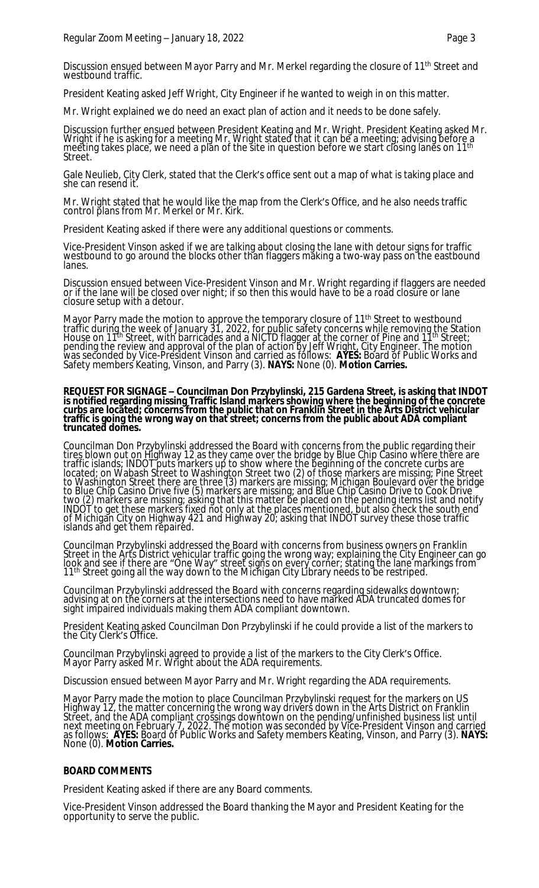Discussion ensued between Mayor Parry and Mr. Merkel regarding the closure of 11th Street and westbound traffic.

President Keating asked Jeff Wright, City Engineer if he wanted to weigh in on this matter.

Mr. Wright explained we do need an exact plan of action and it needs to be done safely.

Discussion further ensued between President Keating and Mr. Wright. President Keating asked Mr. Wright if he is asking for a meeting Mr. Wright stated that it can be a meeting; advising before a meeting takes place, we need a plan of the site in question before we start closing lanes on 11th Street.

Gale Neulieb, City Clerk, stated that the Clerk's office sent out a map of what is taking place and she can resend it.

Mr. Wright stated that he would like the map from the Clerk's Office, and he also needs traffic control plans from Mr. Merkel or Mr. Kirk.

President Keating asked if there were any additional questions or comments.

Vice-President Vinson asked if we are talking about closing the lane with detour signs for traffic westbound to go around the blocks other than flaggers making a two-way pass on the eastbound lanes.

Discussion ensued between Vice-President Vinson and Mr. Wright regarding if flaggers are needed or if the lane will be closed over night; if so then this would have to be a road closure or lane closure setup with a detour.

Mayor Parry made the motion to approve the temporary closure of 11th Street to westbound traffic during the week of January 31, 2022, for public safety concerns while removing the Station House on 11th Street, with barricades and a NICTD flagger at the corner of Pine and 11th Street; pending the review and approval of the plan of action by Jeff Wright, City Engineer. The motion was seconded by Vice-President Vinson and carried as follows: **AYES:** Board of Public Works and Safety members Keating, Vinson, and Parry (3). **NAYS:** None (0). **Motion Carries.**

**REQUEST FOR SIGNAGE – Councilman Don Przybylinski, 215 Gardena Street, is asking that INDOT is notified regarding missing Traffic Island markers showing where the beginning of the concrete curbs are located; concerns from the public that on Franklin Street in the Arts District vehicular traffic is going the wrong way on that street; concerns from the public about ADA compliant truncated domes.**

Councilman Don Przybylinski addressed the Board with concerns from the public regarding their tires blown out on Highway 12 as they came over the bridge by Blue Chip Casino where there are traffic islands; INDOT puts markers up to show where the beginning of the concrete curbs are located; on Wabash Street to Washington Street two (2) of those markers are missing; Pine Street to Washington Street there are three (3) markers are missing; Michigan Boulevard over the bridge to Blue Chip Casino Drive five (5) markers are missing; and Blue Chip Casino Drive to Cook Drive two (2) markers are missing; asking that this matter be placed on the pending items list and notify INDOT to get these markers fixed not only at the places mentioned, but also check the south end of Michigan City on Highway 421 and Highway 20; asking that INDOT survey these those traffic islands and get them repaired.

Councilman Przybylinski addressed the Board with concerns from business owners on Franklin Street in the Arts District vehicular traffic going the wrong way; explaining the City Engineer can go look and see if there are "One Way" street signs on every corner; stating the lane markings from 11th Street going all the way down to the Michigan City Library needs to be restriped.

Councilman Przybylinski addressed the Board with concerns regarding sidewalks downtown; advising at on the corners at the intersections need to have marked ADA truncated domes for sight impaired individuals making them ADA compliant downtown.

President Keating asked Councilman Don Przybylinski if he could provide a list of the markers to the City Clerk's Office.

Councilman Przybylinski agreed to provide a list of the markers to the City Clerk's Office. Mayor Parry asked Mr. Wright about the ADA requirements.

Discussion ensued between Mayor Parry and Mr. Wright regarding the ADA requirements.

Mayor Parry made the motion to place Councilman Przybylinski request for the markers on US Highway 12, the matter concerning the wrong way drivers down in the Arts District on Franklin Street, and the ADA compliant crossings downtown on the pending/unfinished business list until next meeting on February 7, 2022. The motion was seconded by Vice-President Vinson and carried as follows: **AYES:** Board of Public Works and Safety members Keating, Vinson, and Parry (3). **NAYS:** None (0). **Motion Carries.**

**BOARD COMMENTS**

President Keating asked if there are any Board comments.

Vice-President Vinson addressed the Board thanking the Mayor and President Keating for the opportunity to serve the public.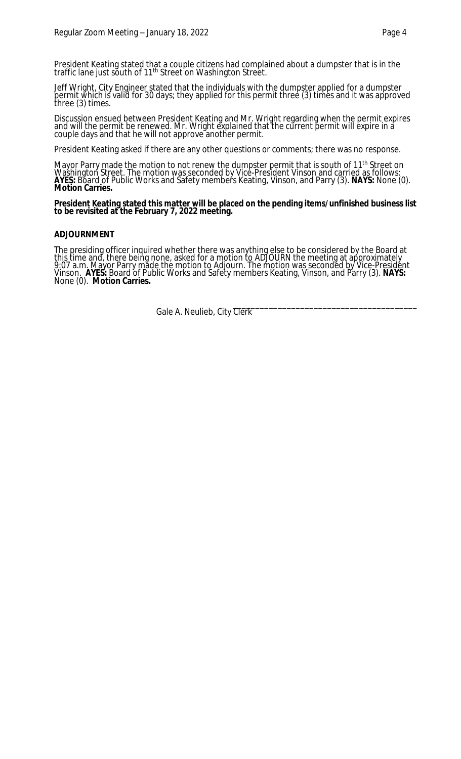President Keating stated that a couple citizens had complained about a dumpster that is in the traffic lane just south of 11th Street on Washington Street.

Jeff Wright, City Engineer stated that the individuals with the dumpster applied for a dumpster permit which is valid for 30 days; they applied for this permit three (3) times and it was approved three (3) times.

Discussion ensued between President Keating and Mr. Wright regarding when the permit expires and will the permit be renewed. Mr. Wright explained that the current permit will expire in a couple days and that he will not approve another permit.

President Keating asked if there are any other questions or comments; there was no response.

Mayor Parry made the motion to not renew the dumpster permit that is south of 11th Street on Washington Street. The motion was seconded by Vice-President Vinson and carried as follows: **AYES:** Board of Public Works and Safety members Keating, Vinson, and Parry (3). **NAYS:** None (0). **Motion Carries.**

**President Keating stated this matter will be placed on the pending items/unfinished business list to be revisited at the February 7, 2022 meeting.**

**ADJOURNMENT**

The presiding officer inquired whether there was anything else to be considered by the Board at this time and, there being none, asked for a motion to ADJOURN the meeting at approximately 9:07 a.m. Mayor Parry made the motion to Adjourn. The motion was seconded by Vice-President Vinson. **AYES:** Board of Public Works and Safety members Keating, Vinson, and Parry (3). **NAYS:** None (0). **Motion Carries.**

_______________________________________

Gale A. Neulieb, City Clerk